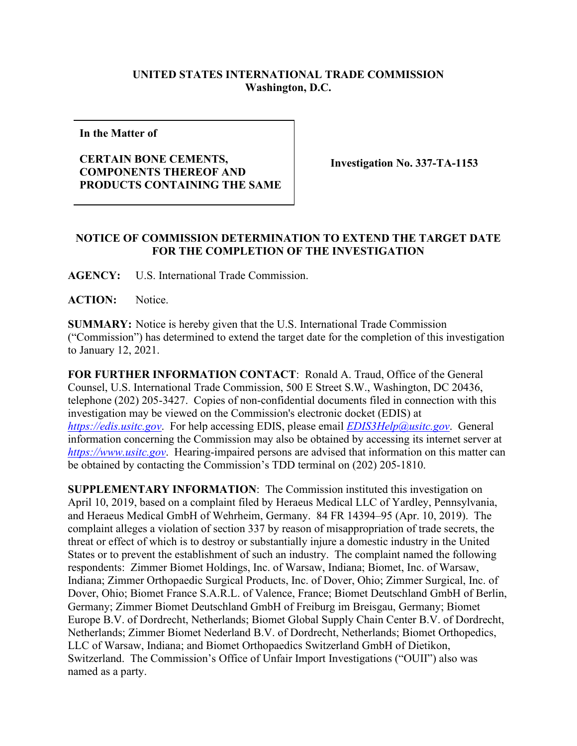**UNITED STATES INTERNATIONAL TRADE COMMISSION**
**Washington, D.C.**

| | |
|---|---|
| **In the Matter of**<br><br>**CERTAIN BONE CEMENTS, COMPONENTS THEREOF AND PRODUCTS CONTAINING THE SAME** | **Investigation No. 337-TA-1153** |

**NOTICE OF COMMISSION DETERMINATION TO EXTEND THE TARGET DATE FOR THE COMPLETION OF THE INVESTIGATION**

**AGENCY:** U.S. International Trade Commission.

**ACTION:** Notice.

**SUMMARY:** Notice is hereby given that the U.S. International Trade Commission ("Commission") has determined to extend the target date for the completion of this investigation to January 12, 2021.

**FOR FURTHER INFORMATION CONTACT**: Ronald A. Traud, Office of the General Counsel, U.S. International Trade Commission, 500 E Street S.W., Washington, DC 20436, telephone (202) 205-3427. Copies of non-confidential documents filed in connection with this investigation may be viewed on the Commission's electronic docket (EDIS) at *https://edis.usitc.gov*. For help accessing EDIS, please email *EDIS3Help@usitc.gov*. General information concerning the Commission may also be obtained by accessing its internet server at *https://www.usitc.gov*. Hearing-impaired persons are advised that information on this matter can be obtained by contacting the Commission's TDD terminal on (202) 205-1810.

**SUPPLEMENTARY INFORMATION**: The Commission instituted this investigation on April 10, 2019, based on a complaint filed by Heraeus Medical LLC of Yardley, Pennsylvania, and Heraeus Medical GmbH of Wehrheim, Germany. 84 FR 14394–95 (Apr. 10, 2019). The complaint alleges a violation of section 337 by reason of misappropriation of trade secrets, the threat or effect of which is to destroy or substantially injure a domestic industry in the United States or to prevent the establishment of such an industry. The complaint named the following respondents: Zimmer Biomet Holdings, Inc. of Warsaw, Indiana; Biomet, Inc. of Warsaw, Indiana; Zimmer Orthopaedic Surgical Products, Inc. of Dover, Ohio; Zimmer Surgical, Inc. of Dover, Ohio; Biomet France S.A.R.L. of Valence, France; Biomet Deutschland GmbH of Berlin, Germany; Zimmer Biomet Deutschland GmbH of Freiburg im Breisgau, Germany; Biomet Europe B.V. of Dordrecht, Netherlands; Biomet Global Supply Chain Center B.V. of Dordrecht, Netherlands; Zimmer Biomet Nederland B.V. of Dordrecht, Netherlands; Biomet Orthopedics, LLC of Warsaw, Indiana; and Biomet Orthopaedics Switzerland GmbH of Dietikon, Switzerland. The Commission's Office of Unfair Import Investigations ("OUII") also was named as a party.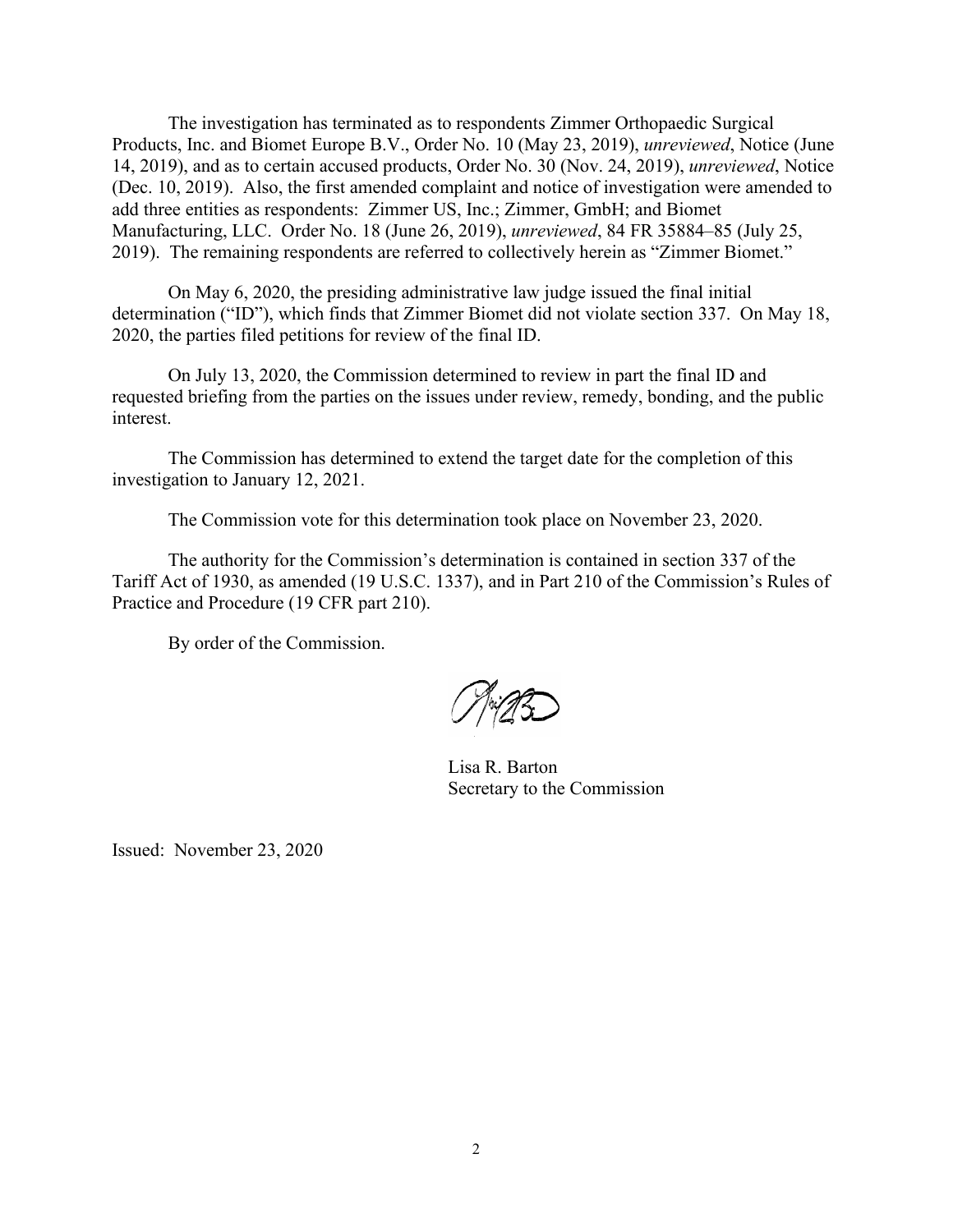The investigation has terminated as to respondents Zimmer Orthopaedic Surgical Products, Inc. and Biomet Europe B.V., Order No. 10 (May 23, 2019), *unreviewed*, Notice (June 14, 2019), and as to certain accused products, Order No. 30 (Nov. 24, 2019), *unreviewed*, Notice (Dec. 10, 2019). Also, the first amended complaint and notice of investigation were amended to add three entities as respondents: Zimmer US, Inc.; Zimmer, GmbH; and Biomet Manufacturing, LLC. Order No. 18 (June 26, 2019), *unreviewed*, 84 FR 35884–85 (July 25, 2019). The remaining respondents are referred to collectively herein as "Zimmer Biomet."

On May 6, 2020, the presiding administrative law judge issued the final initial determination ("ID"), which finds that Zimmer Biomet did not violate section 337. On May 18, 2020, the parties filed petitions for review of the final ID.

On July 13, 2020, the Commission determined to review in part the final ID and requested briefing from the parties on the issues under review, remedy, bonding, and the public interest.

The Commission has determined to extend the target date for the completion of this investigation to January 12, 2021.

The Commission vote for this determination took place on November 23, 2020.

The authority for the Commission's determination is contained in section 337 of the Tariff Act of 1930, as amended (19 U.S.C. 1337), and in Part 210 of the Commission's Rules of Practice and Procedure (19 CFR part 210).

By order of the Commission.

Lisa R. Barton
Secretary to the Commission

Issued: November 23, 2020